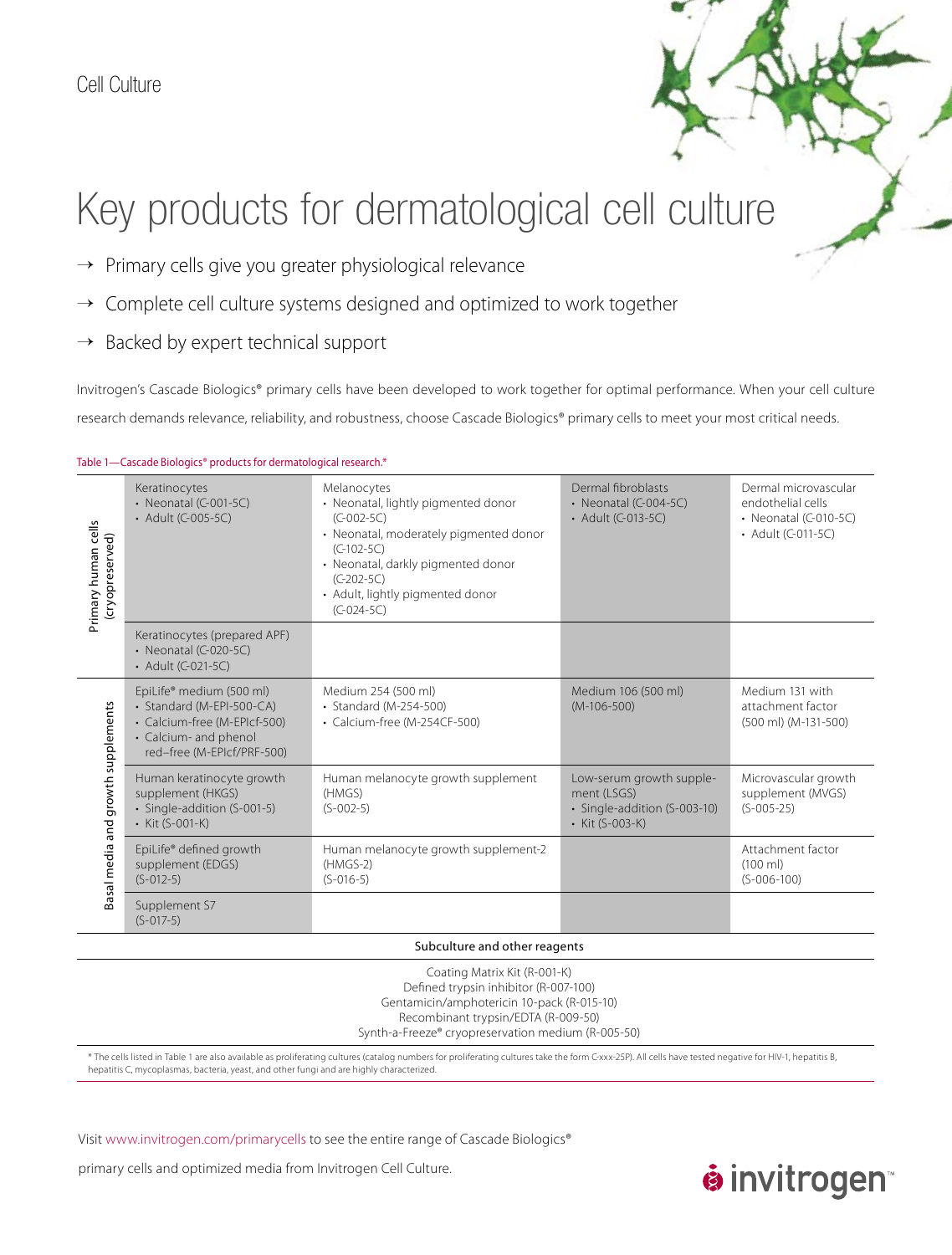Cell Culture

# Key products for dermatological cell culture

→ Primary cells give you greater physiological relevance

→ Complete cell culture systems designed and optimized to work together

→ Backed by expert technical support

Invitrogen's Cascade Biologics® primary cells have been developed to work together for optimal performance. When your cell culture research demands relevance, reliability, and robustness, choose Cascade Biologics® primary cells to meet your most critical needs.

Table 1—Cascade Biologics® products for dermatological research.*

| | | | | |
|---|---|---|---|---|
| Primary human cells (cryopreserved) | Keratinocytes<br>• Neonatal (C-001-5C)<br>• Adult (C-005-5C) | Melanocytes<br>• Neonatal, lightly pigmented donor (C-002-5C)<br>• Neonatal, moderately pigmented donor (C-102-5C)<br>• Neonatal, darkly pigmented donor (C-202-5C)<br>• Adult, lightly pigmented donor (C-024-5C) | Dermal fibroblasts<br>• Neonatal (C-004-5C)<br>• Adult (C-013-5C) | Dermal microvascular endothelial cells<br>• Neonatal (C-010-5C)<br>• Adult (C-011-5C) |
| | Keratinocytes (prepared APF)<br>• Neonatal (C-020-5C)<br>• Adult (C-021-5C) | | | |
| Basal media and growth supplements | EpiLife® medium (500 ml)<br>• Standard (M-EPI-500-CA)<br>• Calcium-free (M-EPIcf-500)<br>• Calcium- and phenol red–free (M-EPIcf/PRF-500) | Medium 254 (500 ml)<br>• Standard (M-254-500)<br>• Calcium-free (M-254CF-500) | Medium 106 (500 ml) (M-106-500) | Medium 131 with attachment factor (500 ml) (M-131-500) |
| | Human keratinocyte growth supplement (HKGS)<br>• Single-addition (S-001-5)<br>• Kit (S-001-K) | Human melanocyte growth supplement (HMGS) (S-002-5) | Low-serum growth supplement (LSGS)<br>• Single-addition (S-003-10)<br>• Kit (S-003-K) | Microvascular growth supplement (MVGS) (S-005-25) |
| | EpiLife® defined growth supplement (EDGS) (S-012-5) | Human melanocyte growth supplement-2 (HMGS-2) (S-016-5) | | Attachment factor (100 ml) (S-006-100) |
| | Supplement S7 (S-017-5) | | | |

**Subculture and other reagents**

Coating Matrix Kit (R-001-K)
Defined trypsin inhibitor (R-007-100)
Gentamicin/amphotericin 10-pack (R-015-10)
Recombinant trypsin/EDTA (R-009-50)
Synth-a-Freeze® cryopreservation medium (R-005-50)

\* The cells listed in Table 1 are also available as proliferating cultures (catalog numbers for proliferating cultures take the form C-xxx-25P). All cells have tested negative for HIV-1, hepatitis B, hepatitis C, mycoplasmas, bacteria, yeast, and other fungi and are highly characterized.

Visit www.invitrogen.com/primarycells to see the entire range of Cascade Biologics® primary cells and optimized media from Invitrogen Cell Culture.

invitrogen™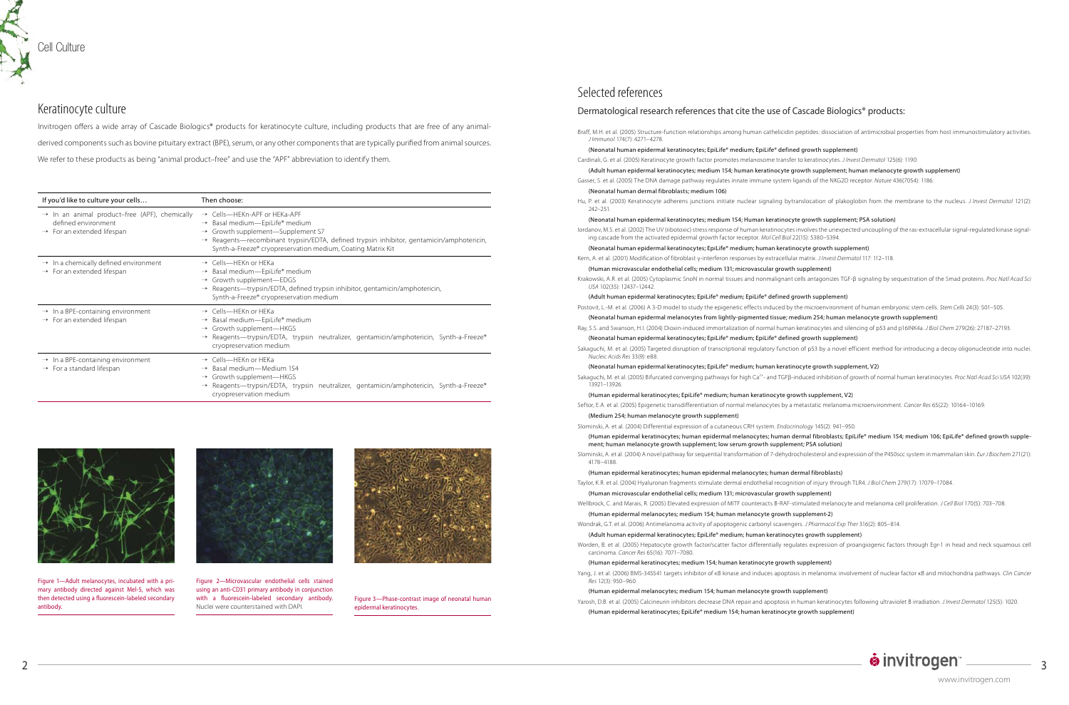## Keratinocyte culture

Invitrogen offers a wide array of Cascade Biologics® products for keratinocyte culture, including products that are free of any animal-derived components such as bovine pituitary extract (BPE), serum, or any other components that are typically purified from animal sources. We refer to these products as being "animal product–free" and use the "APF" abbreviation to identify them.

| If you'd like to culture your cells… | Then choose: |
|---|---|
| → In an animal product–free (APF), chemically defined environment<br>→ For an extended lifespan | → Cells—HEKn-APF or HEKa-APF<br>→ Basal medium—EpiLife® medium<br>→ Growth supplement—Supplement S7<br>→ Reagents—recombinant trypsin/EDTA, defined trypsin inhibitor, gentamicin/amphotericin, Synth-a-Freeze® cryopreservation medium, Coating Matrix Kit |
| → In a chemically defined environment<br>→ For an extended lifespan | → Cells—HEKn or HEKa<br>→ Basal medium—EpiLife® medium<br>→ Growth supplement—EDGS<br>→ Reagents—trypsin/EDTA, defined trypsin inhibitor, gentamicin/amphotericin, Synth-a-Freeze® cryopreservation medium |
| → In a BPE-containing environment<br>→ For an extended lifespan | → Cells—HEKn or HEKa<br>→ Basal medium—EpiLife® medium<br>→ Growth supplement—HKGS<br>→ Reagents—trypsin/EDTA, trypsin neutralizer, gentamicin/amphotericin, Synth-a-Freeze® cryopreservation medium |
| → In a BPE-containing environment<br>→ For a standard lifespan | → Cells—HEKn or HEKa<br>→ Basal medium—Medium 154<br>→ Growth supplement—HKGS<br>→ Reagents—trypsin/EDTA, trypsin neutralizer, gentamicin/amphotericin, Synth-a-Freeze® cryopreservation medium |

Figure 1—Adult melanocytes, incubated with a primary antibody directed against Mel-5, which was then detected using a fluorescein-labeled secondary antibody.

Figure 2—Microvascular endothelial cells stained using an anti-CD31 primary antibody in conjunction with a fluorescein-labeled secondary antibody. Nuclei were counterstained with DAPI.

Figure 3—Phase-contrast image of neonatal human epidermal keratinocytes.

## Selected references

### Dermatological research references that cite the use of Cascade Biologics® products:

Braff, M.H. et al. (2005) Structure-function relationships among human cathelicidin peptides: dissociation of antimicrobial properties from host immunostimulatory activities. *J Immunol* 174(7): 4271–4278.
(Neonatal human epidermal keratinocytes; EpiLife® medium; EpiLife® defined growth supplement)

Cardinali, G. et al. (2005) Keratinocyte growth factor promotes melanosome transfer to keratinocytes. *J Invest Dermatol* 125(6): 1190.
(Adult human epidermal keratinocytes; medium 154; human keratinocyte growth supplement; human melanocyte growth supplement)

Gasser, S. et al. (2005) The DNA damage pathway regulates innate immune system ligands of the NKG2D receptor. *Nature* 436(7054): 1186.
(Neonatal human dermal fibroblasts; medium 106)

Hu, P. et al. (2003) Keratinocyte adherens junctions initiate nuclear signaling by translocation of plakoglobin from the membrane to the nucleus. *J Invest Dermatol* 121(2): 242–251.
(Neonatal human epidermal keratinocytes; medium 154; Human keratinocyte growth supplement; PSA solution)

Iordanov, M.S. et al. (2002) The UV (ribotoxic) stress response of human keratinocytes involves the unexpected uncoupling of the ras-extracellular signal-regulated kinase signaling cascade from the activated epidermal growth factor receptor. *Mol Cell Biol* 22(15): 5380–5394.
(Neonatal human epidermal keratinocytes; EpiLife® medium; human keratinocyte growth supplement)

Kern, A. et al. (2001) Modification of fibroblast γ-interferon responses by extracellular matrix. *J Invest Dermatol* 117: 112–118.
(Human microvascular endothelial cells; medium 131; microvascular growth supplement)

Krakowski, A.R. et al. (2005) Cytoplasmic SnoN in normal tissues and nonmalignant cells antagonizes TGF-β signaling by sequestration of the Smad proteins. *Proc Natl Acad Sci USA* 102(35): 12437–12442.
(Adult human epidermal keratinocytes; EpiLife® medium; EpiLife® defined growth supplement)

Postovit, L.-M. et al. (2006) A 3-D model to study the epigenetic effects induced by the microenvironment of human embryonic stem cells. *Stem Cells* 24(3): 501–505.
(Neonatal human epidermal melanocytes from lightly-pigmented tissue; medium 254; human melanocyte growth supplement)

Ray, S.S. and Swanson, H.I. (2004) Dioxin-induced immortalization of normal human keratinocytes and silencing of p53 and p16INK4a. *J Biol Chem* 279(26): 27187–27193.
(Neonatal human epidermal keratinocytes; EpiLife® medium; EpiLife® defined growth supplement)

Sakaguchi, M. et al. (2005) Targeted disruption of transcriptional regulatory function of p53 by a novel efficient method for introducing a decoy oligonucleotide into nuclei. *Nucleic Acids Res* 33(9): e88.
(Neonatal human epidermal keratinocytes; EpiLife® medium; human keratinocyte growth supplement, V2)

Sakaguchi, M. et al. (2005) Bifurcated converging pathways for high $Ca^{2+}$- and TGFβ-induced inhibition of growth of normal human keratinocytes. *Proc Natl Acad Sci USA* 102(39): 13921–13926.
(Human epidermal keratinocytes; EpiLife® medium; human keratinocyte growth supplement, V2)

Seftor, E.A. et al. (2005) Epigenetic transdifferentiation of normal melanocytes by a metastatic melanoma microenvironment. *Cancer Res* 65(22): 10164–10169.
(Medium 254; human melanocyte growth supplement)

Slominski, A. et al. (2004) Differential expression of a cutaneous CRH system. *Endocrinology* 145(2): 941–950.
(Human epidermal keratinocytes; human epidermal melanocytes; human dermal fibroblasts; EpiLife® medium 154; medium 106; EpiLife® defined growth supplement; human melanocyte growth supplement; low serum growth supplement; PSA solution)

Slominski, A. et al. (2004) A novel pathway for sequential transformation of 7-dehydrocholesterol and expression of the P450scc system in mammalian skin. *Eur J Biochem* 271(21): 4178–4188.
(Human epidermal keratinocytes; human epidermal melanocytes; human dermal fibroblasts)

Taylor, K.R. et al. (2004) Hyaluronan fragments stimulate dermal endothelial recognition of injury through TLR4. *J Biol Chem* 279(17): 17079–17084.
(Human microvascular endothelial cells; medium 131; microvascular growth supplement)

Wellbrock, C. and Marais, R. (2005) Elevated expression of MITF counteracts B-RAF–stimulated melanocyte and melanoma cell proliferation. *J Cell Biol* 170(5): 703–708.
(Human epidermal melanocytes; medium 154; human melanocyte growth supplement-2)

Wondrak, G.T. et al. (2006) Antimelanoma activity of apoptogenic carbonyl scavengers. *J Pharmacol Exp Ther* 316(2): 805–814.
(Adult human epidermal keratinocytes; EpiLife® medium; human keratinocytes growth supplement)

Worden, B. et al. (2005) Hepatocyte growth factor/scatter factor differentially regulates expression of proangiogenic factors through Egr-1 in head and neck squamous cell carcinoma. *Cancer Res* 65(16): 7071–7080.
(Human epidermal keratinocytes; medium 154; human keratinocyte growth supplement)

Yang, J. et al. (2006) BMS-345541 targets inhibitor of κB kinase and induces apoptosis in melanoma: involvement of nuclear factor κB and mitochondria pathways. *Clin Cancer Res* 12(3): 950–960.
(Human epidermal melanocytes; medium 154; human melanocyte growth supplement)

Yarosh, D.B. et al. (2005) Calcineurin inhibitors decrease DNA repair and apoptosis in human keratinocytes following ultraviolet B irradiation. *J Invest Dermatol* 125(5): 1020.
(Human epidermal keratinocytes; EpiLife® medium 154; human keratinocyte growth supplement)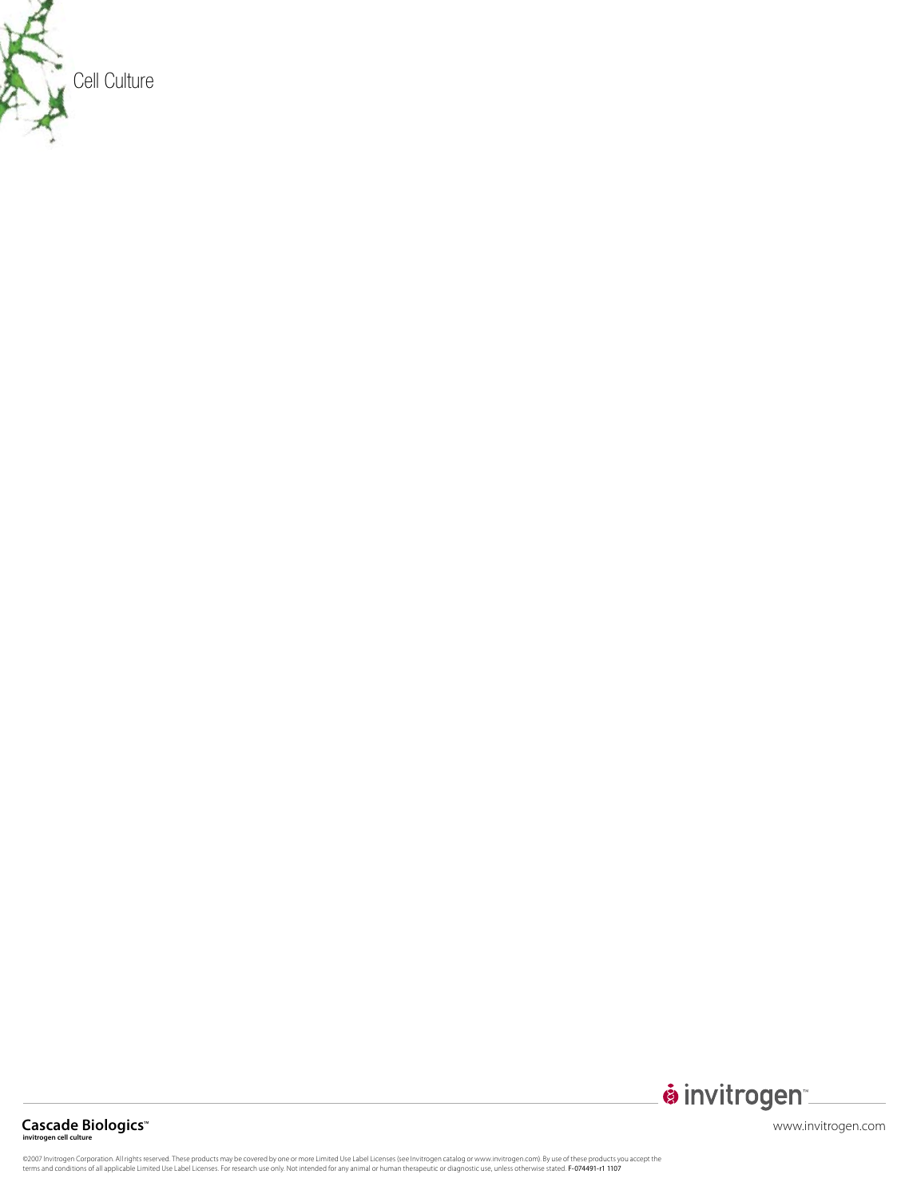Cell Culture

Cascade Biologics™
invitrogen cell culture

invitrogen™

www.invitrogen.com

©2007 Invitrogen Corporation. All rights reserved. These products may be covered by one or more Limited Use Label Licenses (see Invitrogen catalog or www.invitrogen.com). By use of these products you accept the terms and conditions of all applicable Limited Use Label Licenses. For research use only. Not intended for any animal or human therapeutic or diagnostic use, unless otherwise stated. F-074491-r1 1107